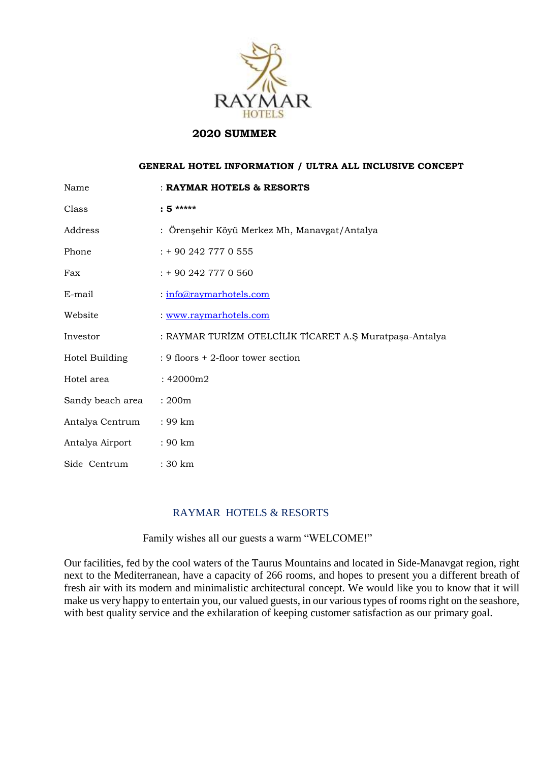RAYMAR
HOTELS

## 2020 SUMMER

### GENERAL HOTEL INFORMATION / ULTRA ALL INCLUSIVE CONCEPT

| | |
|---|---|
| Name | : **RAYMAR HOTELS & RESORTS** |
| Class | : **5 \*\*\*\*\*** |
| Address | : Örenşehir Köyü Merkez Mh, Manavgat/Antalya |
| Phone | : + 90 242 777 0 555 |
| Fax | : + 90 242 777 0 560 |
| E-mail | : info@raymarhotels.com |
| Website | : www.raymarhotels.com |
| Investor | : RAYMAR TURİZM OTELCİLİK TİCARET A.Ş Muratpaşa-Antalya |
| Hotel Building | : 9 floors + 2-floor tower section |
| Hotel area | : 42000m2 |
| Sandy beach area | : 200m |
| Antalya Centrum | : 99 km |
| Antalya Airport | : 90 km |
| Side Centrum | : 30 km |

RAYMAR HOTELS & RESORTS

Family wishes all our guests a warm "WELCOME!"

Our facilities, fed by the cool waters of the Taurus Mountains and located in Side-Manavgat region, right next to the Mediterranean, have a capacity of 266 rooms, and hopes to present you a different breath of fresh air with its modern and minimalistic architectural concept. We would like you to know that it will make us very happy to entertain you, our valued guests, in our various types of rooms right on the seashore, with best quality service and the exhilaration of keeping customer satisfaction as our primary goal.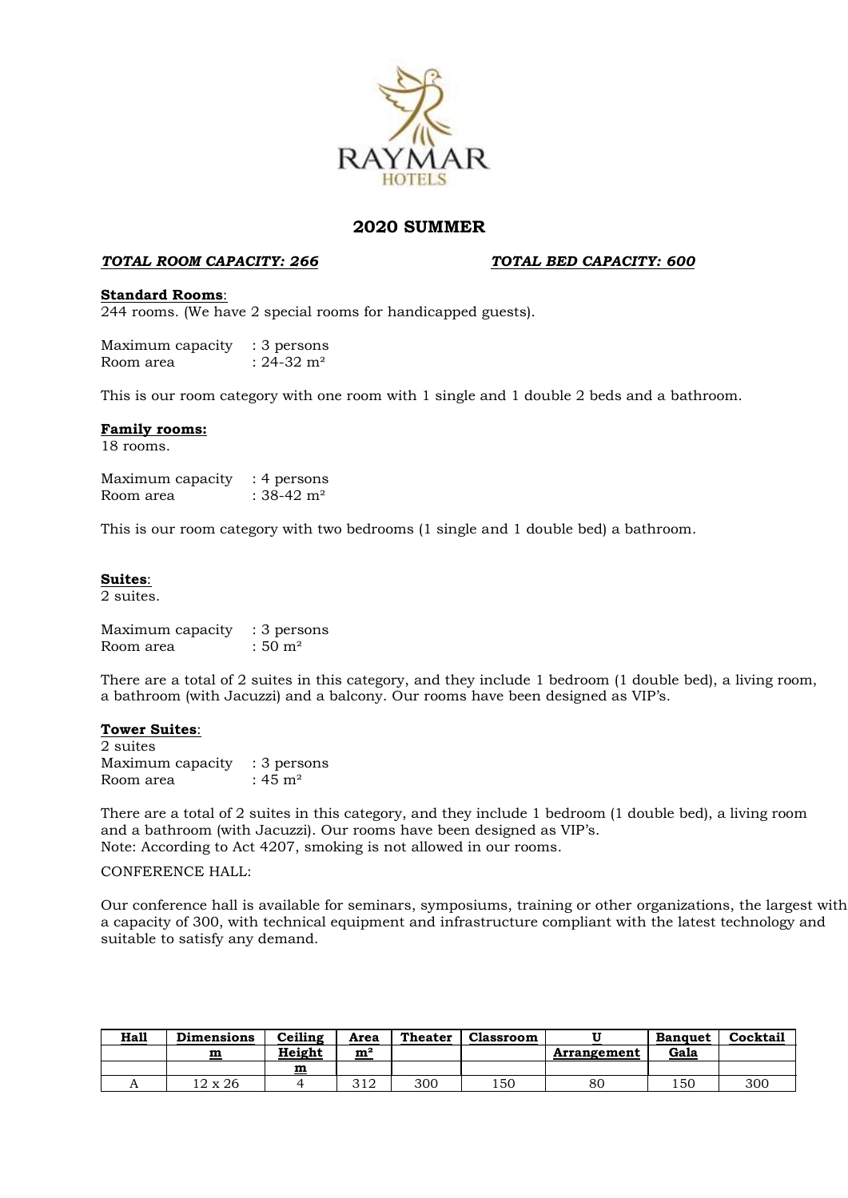RAYMAR HOTELS

## 2020 SUMMER

***TOTAL ROOM CAPACITY: 266*** ***TOTAL BED CAPACITY: 600***

**Standard Rooms**:
244 rooms. (We have 2 special rooms for handicapped guests).

Maximum capacity : 3 persons
Room area : 24-32 m²

This is our room category with one room with 1 single and 1 double 2 beds and a bathroom.

**Family rooms:**
18 rooms.

Maximum capacity : 4 persons
Room area : 38-42 m²

This is our room category with two bedrooms (1 single and 1 double bed) a bathroom.

**Suites**:
2 suites.

Maximum capacity : 3 persons
Room area : 50 m²

There are a total of 2 suites in this category, and they include 1 bedroom (1 double bed), a living room, a bathroom (with Jacuzzi) and a balcony. Our rooms have been designed as VIP's.

**Tower Suites**:
2 suites
Maximum capacity : 3 persons
Room area : 45 m²

There are a total of 2 suites in this category, and they include 1 bedroom (1 double bed), a living room and a bathroom (with Jacuzzi). Our rooms have been designed as VIP's.
Note: According to Act 4207, smoking is not allowed in our rooms.

CONFERENCE HALL:

Our conference hall is available for seminars, symposiums, training or other organizations, the largest with a capacity of 300, with technical equipment and infrastructure compliant with the latest technology and suitable to satisfy any demand.

| Hall | Dimensions m | Ceiling Height m | Area m² | Theater | Classroom | U Arrangement | Banquet Gala | Cocktail |
|---|---|---|---|---|---|---|---|---|
| A | 12 x 26 | 4 | 312 | 300 | 150 | 80 | 150 | 300 |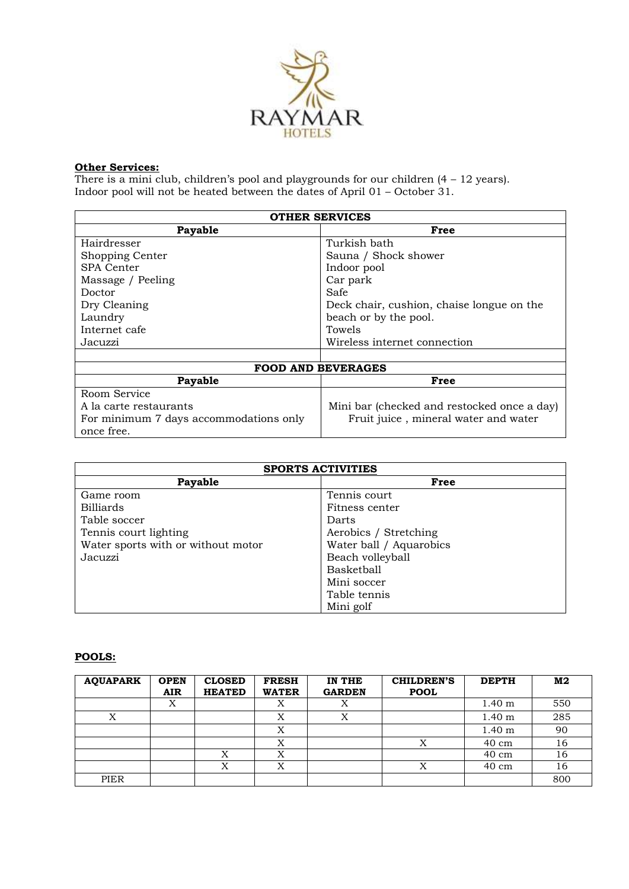RAYMAR HOTELS

**Other Services:**

There is a mini club, children's pool and playgrounds for our children (4 – 12 years).
Indoor pool will not be heated between the dates of April 01 – October 31.

| OTHER SERVICES | |
|---|---|
| **Payable** | **Free** |
| Hairdresser<br>Shopping Center<br>SPA Center<br>Massage / Peeling<br>Doctor<br>Dry Cleaning<br>Laundry<br>Internet cafe<br>Jacuzzi | Turkish bath<br>Sauna / Shock shower<br>Indoor pool<br>Car park<br>Safe<br>Deck chair, cushion, chaise longue on the beach or by the pool.<br>Towels<br>Wireless internet connection |
| | |
| **FOOD AND BEVERAGES** | |
| **Payable** | **Free** |
| Room Service<br>A la carte restaurants<br>For minimum 7 days accommodations only once free. | Mini bar (checked and restocked once a day)<br>Fruit juice , mineral water and water |

| SPORTS ACTIVITIES | |
|---|---|
| **Payable** | **Free** |
| Game room<br>Billiards<br>Table soccer<br>Tennis court lighting<br>Water sports with or without motor<br>Jacuzzi | Tennis court<br>Fitness center<br>Darts<br>Aerobics / Stretching<br>Water ball / Aquarobics<br>Beach volleyball<br>Basketball<br>Mini soccer<br>Table tennis<br>Mini golf |

**POOLS:**

| AQUAPARK | OPEN AIR | CLOSED HEATED | FRESH WATER | IN THE GARDEN | CHILDREN'S POOL | DEPTH | M2 |
|---|---|---|---|---|---|---|---|
| | X | | X | X | | 1.40 m | 550 |
| X | | | X | X | | 1.40 m | 285 |
| | | | X | | | 1.40 m | 90 |
| | | | X | | X | 40 cm | 16 |
| | | X | X | | | 40 cm | 16 |
| | | X | X | | X | 40 cm | 16 |
| PIER | | | | | | | 800 |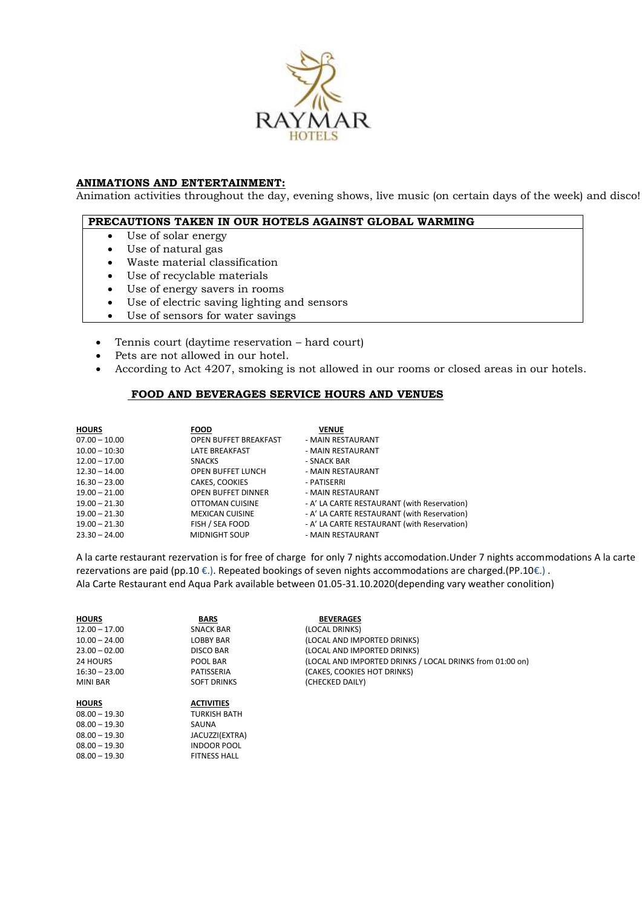RAYMAR HOTELS

**ANIMATIONS AND ENTERTAINMENT:**

Animation activities throughout the day, evening shows, live music (on certain days of the week) and disco!

| **PRECAUTIONS TAKEN IN OUR HOTELS AGAINST GLOBAL WARMING** |
|---|
| • Use of solar energy<br>• Use of natural gas<br>• Waste material classification<br>• Use of recyclable materials<br>• Use of energy savers in rooms<br>• Use of electric saving lighting and sensors<br>• Use of sensors for water savings |

- Tennis court (daytime reservation – hard court)
- Pets are not allowed in our hotel.
- According to Act 4207, smoking is not allowed in our rooms or closed areas in our hotels.

## FOOD AND BEVERAGES SERVICE HOURS AND VENUES

| HOURS | FOOD | VENUE |
|---|---|---|
| 07.00 – 10.00 | OPEN BUFFET BREAKFAST | - MAIN RESTAURANT |
| 10.00 – 10:30 | LATE BREAKFAST | - MAIN RESTAURANT |
| 12.00 – 17.00 | SNACKS | - SNACK BAR |
| 12.30 – 14.00 | OPEN BUFFET LUNCH | - MAIN RESTAURANT |
| 16.30 – 23.00 | CAKES, COOKIES | - PATISERRI |
| 19.00 – 21.00 | OPEN BUFFET DINNER | - MAIN RESTAURANT |
| 19.00 – 21.30 | OTTOMAN CUISINE | - A' LA CARTE RESTAURANT (with Reservation) |
| 19.00 – 21.30 | MEXICAN CUISINE | - A' LA CARTE RESTAURANT (with Reservation) |
| 19.00 – 21.30 | FISH / SEA FOOD | - A' LA CARTE RESTAURANT (with Reservation) |
| 23.30 – 24.00 | MIDNIGHT SOUP | - MAIN RESTAURANT |

A la carte restaurant rezervation is for free of charge for only 7 nights accomodation.Under 7 nights accommodations A la carte rezervations are paid (pp.10 €.). Repeated bookings of seven nights accommodations are charged.(PP.10€.) .
Ala Carte Restaurant end Aqua Park available between 01.05-31.10.2020(depending vary weather conolition)

| HOURS | BARS | BEVERAGES |
|---|---|---|
| 12.00 – 17.00 | SNACK BAR | (LOCAL DRINKS) |
| 10.00 – 24.00 | LOBBY BAR | (LOCAL AND IMPORTED DRINKS) |
| 23.00 – 02.00 | DISCO BAR | (LOCAL AND IMPORTED DRINKS) |
| 24 HOURS | POOL BAR | (LOCAL AND IMPORTED DRINKS / LOCAL DRINKS from 01:00 on) |
| 16:30 – 23.00 | PATISSERIA | (CAKES, COOKIES HOT DRINKS) |
| MINI BAR | SOFT DRINKS | (CHECKED DAILY) |

| HOURS | ACTIVITIES |
|---|---|
| 08.00 – 19.30 | TURKISH BATH |
| 08.00 – 19.30 | SAUNA |
| 08.00 – 19.30 | JACUZZI(EXTRA) |
| 08.00 – 19.30 | INDOOR POOL |
| 08.00 – 19.30 | FITNESS HALL |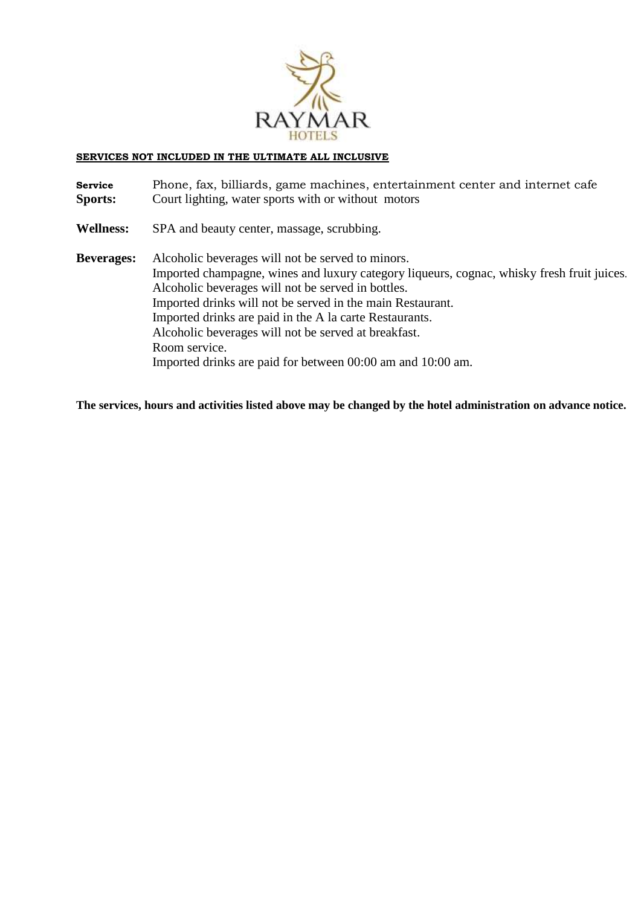RAYMAR
HOTELS

**SERVICES NOT INCLUDED IN THE ULTIMATE ALL INCLUSIVE**

**Service** Phone, fax, billiards, game machines, entertainment center and internet cafe

**Sports:** Court lighting, water sports with or without motors

**Wellness:** SPA and beauty center, massage, scrubbing.

**Beverages:** Alcoholic beverages will not be served to minors.
Imported champagne, wines and luxury category liqueurs, cognac, whisky fresh fruit juices.
Alcoholic beverages will not be served in bottles.
Imported drinks will not be served in the main Restaurant.
Imported drinks are paid in the A la carte Restaurants.
Alcoholic beverages will not be served at breakfast.
Room service.
Imported drinks are paid for between 00:00 am and 10:00 am.

**The services, hours and activities listed above may be changed by the hotel administration on advance notice.**